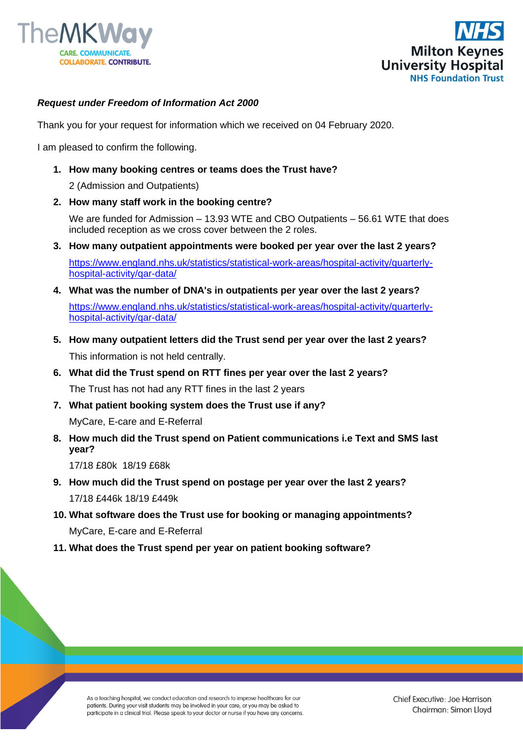***Request under Freedom of Information Act 2000***

Thank you for your request for information which we received on 04 February 2020.

I am pleased to confirm the following.

1. **How many booking centres or teams does the Trust have?**

   2 (Admission and Outpatients)

2. **How many staff work in the booking centre?**

   We are funded for Admission – 13.93 WTE and CBO Outpatients – 56.61 WTE that does included reception as we cross cover between the 2 roles.

3. **How many outpatient appointments were booked per year over the last 2 years?**

   https://www.england.nhs.uk/statistics/statistical-work-areas/hospital-activity/quarterly-hospital-activity/qar-data/

4. **What was the number of DNA's in outpatients per year over the last 2 years?**

   https://www.england.nhs.uk/statistics/statistical-work-areas/hospital-activity/quarterly-hospital-activity/qar-data/

5. **How many outpatient letters did the Trust send per year over the last 2 years?**

   This information is not held centrally.

6. **What did the Trust spend on RTT fines per year over the last 2 years?**

   The Trust has not had any RTT fines in the last 2 years

7. **What patient booking system does the Trust use if any?**

   MyCare, E-care and E-Referral

8. **How much did the Trust spend on Patient communications i.e Text and SMS last year?**

   17/18 £80k 18/19 £68k

9. **How much did the Trust spend on postage per year over the last 2 years?**

   17/18 £446k 18/19 £449k

10. **What software does the Trust use for booking or managing appointments?**

    MyCare, E-care and E-Referral

11. **What does the Trust spend per year on patient booking software?**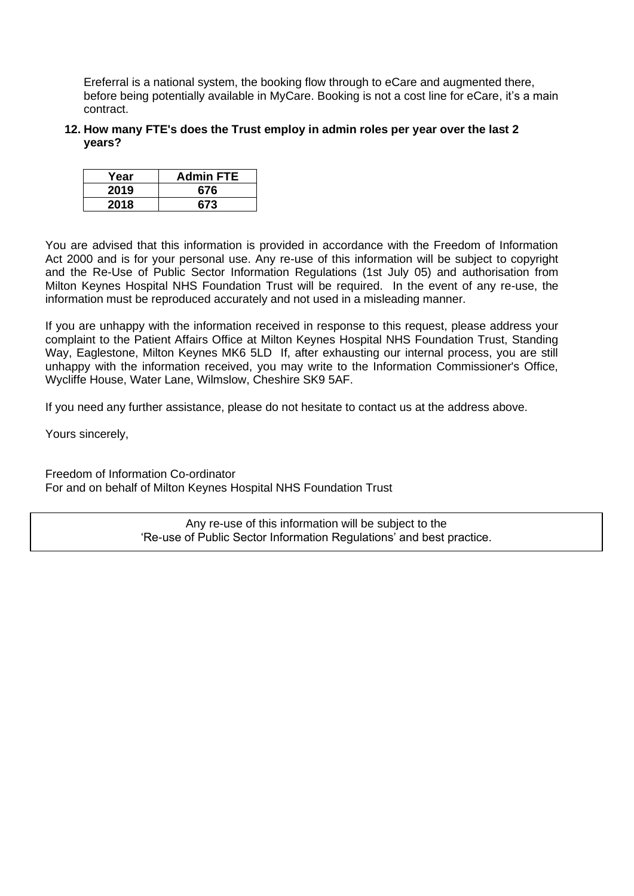Ereferral is a national system, the booking flow through to eCare and augmented there, before being potentially available in MyCare. Booking is not a cost line for eCare, it's a main contract.

**12. How many FTE's does the Trust employ in admin roles per year over the last 2 years?**

| Year | Admin FTE |
|---|---|
| **2019** | **676** |
| **2018** | **673** |

You are advised that this information is provided in accordance with the Freedom of Information Act 2000 and is for your personal use. Any re-use of this information will be subject to copyright and the Re-Use of Public Sector Information Regulations (1st July 05) and authorisation from Milton Keynes Hospital NHS Foundation Trust will be required. In the event of any re-use, the information must be reproduced accurately and not used in a misleading manner.

If you are unhappy with the information received in response to this request, please address your complaint to the Patient Affairs Office at Milton Keynes Hospital NHS Foundation Trust, Standing Way, Eaglestone, Milton Keynes MK6 5LD If, after exhausting our internal process, you are still unhappy with the information received, you may write to the Information Commissioner's Office, Wycliffe House, Water Lane, Wilmslow, Cheshire SK9 5AF.

If you need any further assistance, please do not hesitate to contact us at the address above.

Yours sincerely,

Freedom of Information Co-ordinator
For and on behalf of Milton Keynes Hospital NHS Foundation Trust

Any re-use of this information will be subject to the
'Re-use of Public Sector Information Regulations' and best practice.